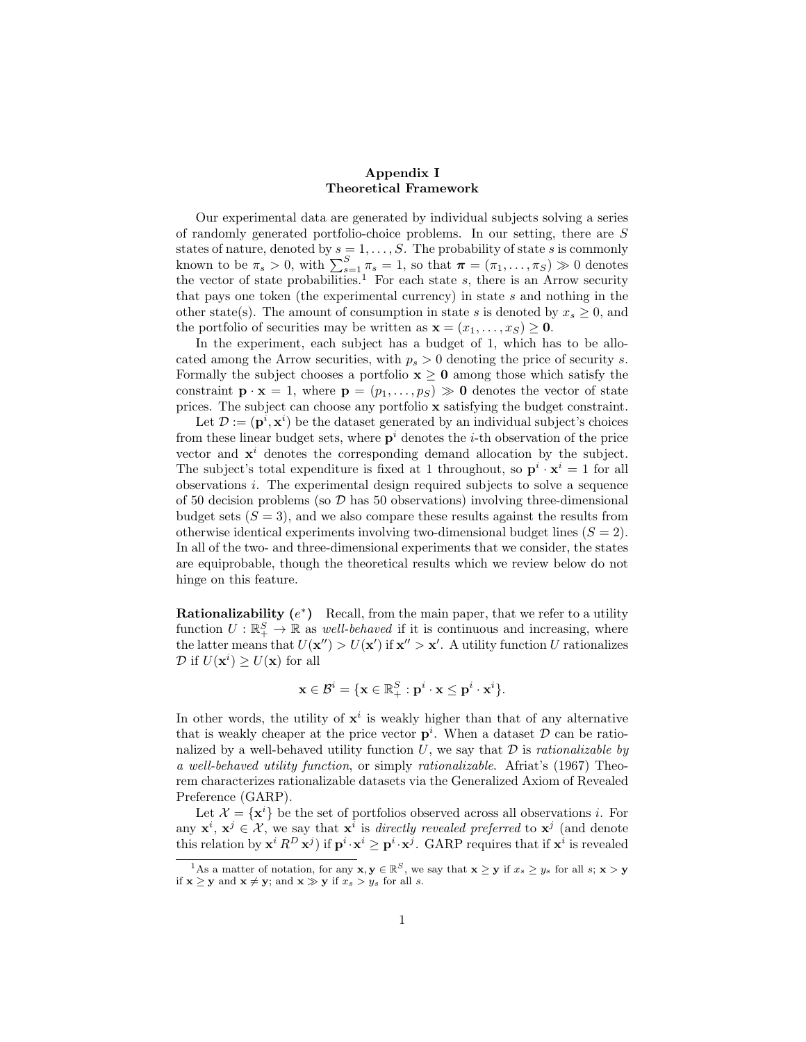# Appendix I
# Theoretical Framework

Our experimental data are generated by individual subjects solving a series of randomly generated portfolio-choice problems. In our setting, there are $S$ states of nature, denoted by $s = 1, \ldots, S$. The probability of state $s$ is commonly known to be $\pi_s > 0$, with $\sum_{s=1}^{S} \pi_s = 1$, so that $\boldsymbol{\pi} = (\pi_1, \ldots, \pi_S) \gg 0$ denotes the vector of state probabilities.[1] For each state $s$, there is an Arrow security that pays one token (the experimental currency) in state $s$ and nothing in the other state(s). The amount of consumption in state $s$ is denoted by $x_s \geq 0$, and the portfolio of securities may be written as $\mathbf{x} = (x_1, \ldots, x_S) \geq \mathbf{0}$.

In the experiment, each subject has a budget of 1, which has to be allocated among the Arrow securities, with $p_s > 0$ denoting the price of security $s$. Formally the subject chooses a portfolio $\mathbf{x} \geq \mathbf{0}$ among those which satisfy the constraint $\mathbf{p} \cdot \mathbf{x} = 1$, where $\mathbf{p} = (p_1, \ldots, p_S) \gg \mathbf{0}$ denotes the vector of state prices. The subject can choose any portfolio $\mathbf{x}$ satisfying the budget constraint.

Let $\mathcal{D} := (\mathbf{p}^i, \mathbf{x}^i)$ be the dataset generated by an individual subject's choices from these linear budget sets, where $\mathbf{p}^i$ denotes the $i$-th observation of the price vector and $\mathbf{x}^i$ denotes the corresponding demand allocation by the subject. The subject's total expenditure is fixed at 1 throughout, so $\mathbf{p}^i \cdot \mathbf{x}^i = 1$ for all observations $i$. The experimental design required subjects to solve a sequence of 50 decision problems (so $\mathcal{D}$ has 50 observations) involving three-dimensional budget sets ($S = 3$), and we also compare these results against the results from otherwise identical experiments involving two-dimensional budget lines ($S = 2$). In all of the two- and three-dimensional experiments that we consider, the states are equiprobable, though the theoretical results which we review below do not hinge on this feature.

**Rationalizability ($e^*$)** Recall, from the main paper, that we refer to a utility function $U : \mathbb{R}_+^S \to \mathbb{R}$ as *well-behaved* if it is continuous and increasing, where the latter means that $U(\mathbf{x}'') > U(\mathbf{x}')$ if $\mathbf{x}'' > \mathbf{x}'$. A utility function $U$ rationalizes $\mathcal{D}$ if $U(\mathbf{x}^i) \geq U(\mathbf{x})$ for all

$$\mathbf{x} \in \mathcal{B}^i = \{\mathbf{x} \in \mathbb{R}_+^S : \mathbf{p}^i \cdot \mathbf{x} \leq \mathbf{p}^i \cdot \mathbf{x}^i\}.$$

In other words, the utility of $\mathbf{x}^i$ is weakly higher than that of any alternative that is weakly cheaper at the price vector $\mathbf{p}^i$. When a dataset $\mathcal{D}$ can be rationalized by a well-behaved utility function $U$, we say that $\mathcal{D}$ is *rationalizable by a well-behaved utility function*, or simply *rationalizable*. Afriat's (1967) Theorem characterizes rationalizable datasets via the Generalized Axiom of Revealed Preference (GARP).

Let $\mathcal{X} = \{\mathbf{x}^i\}$ be the set of portfolios observed across all observations $i$. For any $\mathbf{x}^i$, $\mathbf{x}^j \in \mathcal{X}$, we say that $\mathbf{x}^i$ is *directly revealed preferred* to $\mathbf{x}^j$ (and denote this relation by $\mathbf{x}^i \, R^D \, \mathbf{x}^j$) if $\mathbf{p}^i \cdot \mathbf{x}^i \geq \mathbf{p}^i \cdot \mathbf{x}^j$. GARP requires that if $\mathbf{x}^i$ is revealed

[1] As a matter of notation, for any $\mathbf{x}, \mathbf{y} \in \mathbb{R}^S$, we say that $\mathbf{x} \geq \mathbf{y}$ if $x_s \geq y_s$ for all $s$; $\mathbf{x} > \mathbf{y}$ if $\mathbf{x} \geq \mathbf{y}$ and $\mathbf{x} \neq \mathbf{y}$; and $\mathbf{x} \gg \mathbf{y}$ if $x_s > y_s$ for all $s$.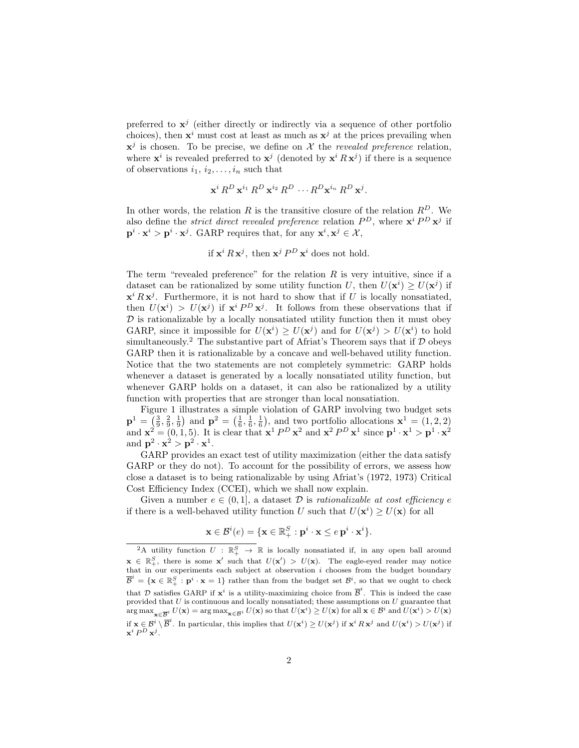preferred to $\mathbf{x}^j$ (either directly or indirectly via a sequence of other portfolio choices), then $\mathbf{x}^i$ must cost at least as much as $\mathbf{x}^j$ at the prices prevailing when $\mathbf{x}^j$ is chosen. To be precise, we define on $\mathcal{X}$ the *revealed preference* relation, where $\mathbf{x}^i$ is revealed preferred to $\mathbf{x}^j$ (denoted by $\mathbf{x}^i \, R \, \mathbf{x}^j$) if there is a sequence of observations $i_1, i_2, \ldots, i_n$ such that

$$\mathbf{x}^i \, R^D \, \mathbf{x}^{i_1} \, R^D \, \mathbf{x}^{i_2} \, R^D \, \cdots R^D \mathbf{x}^{i_n} \, R^D \, \mathbf{x}^j.$$

In other words, the relation $R$ is the transitive closure of the relation $R^D$. We also define the *strict direct revealed preference* relation $P^D$, where $\mathbf{x}^i \, P^D \, \mathbf{x}^j$ if $\mathbf{p}^i \cdot \mathbf{x}^i > \mathbf{p}^i \cdot \mathbf{x}^j$. GARP requires that, for any $\mathbf{x}^i, \mathbf{x}^j \in \mathcal{X}$,

$$\text{if } \mathbf{x}^i \, R \, \mathbf{x}^j, \text{ then } \mathbf{x}^j \, P^D \, \mathbf{x}^i \text{ does not hold.}$$

The term "revealed preference" for the relation $R$ is very intuitive, since if a dataset can be rationalized by some utility function $U$, then $U(\mathbf{x}^i) \geq U(\mathbf{x}^j)$ if $\mathbf{x}^i \, R \, \mathbf{x}^j$. Furthermore, it is not hard to show that if $U$ is locally nonsatiated, then $U(\mathbf{x}^i) > U(\mathbf{x}^j)$ if $\mathbf{x}^i \, P^D \, \mathbf{x}^j$. It follows from these observations that if $\mathcal{D}$ is rationalizable by a locally nonsatiated utility function then it must obey GARP, since it impossible for $U(\mathbf{x}^i) \geq U(\mathbf{x}^j)$ and for $U(\mathbf{x}^j) > U(\mathbf{x}^i)$ to hold simultaneously.[2] The substantive part of Afriat's Theorem says that if $\mathcal{D}$ obeys GARP then it is rationalizable by a concave and well-behaved utility function. Notice that the two statements are not completely symmetric: GARP holds whenever a dataset is generated by a locally nonsatiated utility function, but whenever GARP holds on a dataset, it can also be rationalized by a utility function with properties that are stronger than local nonsatiation.

Figure 1 illustrates a simple violation of GARP involving two budget sets $\mathbf{p}^1 = \left(\frac{3}{9}, \frac{2}{9}, \frac{1}{9}\right)$ and $\mathbf{p}^2 = \left(\frac{1}{6}, \frac{1}{6}, \frac{1}{6}\right)$, and two portfolio allocations $\mathbf{x}^1 = (1, 2, 2)$ and $\mathbf{x}^2 = (0, 1, 5)$. It is clear that $\mathbf{x}^1 \, P^D \, \mathbf{x}^2$ and $\mathbf{x}^2 \, P^D \, \mathbf{x}^1$ since $\mathbf{p}^1 \cdot \mathbf{x}^1 > \mathbf{p}^1 \cdot \mathbf{x}^2$ and $\mathbf{p}^2 \cdot \mathbf{x}^2 > \mathbf{p}^2 \cdot \mathbf{x}^1$.

GARP provides an exact test of utility maximization (either the data satisfy GARP or they do not). To account for the possibility of errors, we assess how close a dataset is to being rationalizable by using Afriat's (1972, 1973) Critical Cost Efficiency Index (CCEI), which we shall now explain.

Given a number $e \in (0, 1]$, a dataset $\mathcal{D}$ is *rationalizable at cost efficiency* $e$ if there is a well-behaved utility function $U$ such that $U(\mathbf{x}^i) \geq U(\mathbf{x})$ for all

$$\mathbf{x} \in \mathcal{B}^i(e) = \{\mathbf{x} \in \mathbb{R}^S_+ : \mathbf{p}^i \cdot \mathbf{x} \leq e \, \mathbf{p}^i \cdot \mathbf{x}^i\}.$$

---

[2] A utility function $U : \mathbb{R}^S_+ \to \mathbb{R}$ is locally nonsatiated if, in any open ball around $\mathbf{x} \in \mathbb{R}^S_+$, there is some $\mathbf{x}'$ such that $U(\mathbf{x}') > U(\mathbf{x})$. The eagle-eyed reader may notice that in our experiments each subject at observation $i$ chooses from the budget boundary $\overline{\mathcal{B}}^i = \{\mathbf{x} \in \mathbb{R}^S_+ : \mathbf{p}^i \cdot \mathbf{x} = 1\}$ rather than from the budget set $\mathcal{B}^i$, so that we ought to check that $\mathcal{D}$ satisfies GARP if $\mathbf{x}^i$ is a utility-maximizing choice from $\overline{\mathcal{B}}^i$. This is indeed the case provided that $U$ is continuous and locally nonsatiated; these assumptions on $U$ guarantee that $\arg\max_{\mathbf{x} \in \overline{\mathcal{B}}^i} U(\mathbf{x}) = \arg\max_{\mathbf{x} \in \mathcal{B}^i} U(\mathbf{x})$ so that $U(\mathbf{x}^i) \geq U(\mathbf{x})$ for all $\mathbf{x} \in \mathcal{B}^i$ and $U(\mathbf{x}^i) > U(\mathbf{x})$ if $\mathbf{x} \in \mathcal{B}^i \setminus \overline{\mathcal{B}}^i$. In particular, this implies that $U(\mathbf{x}^i) \geq U(\mathbf{x}^j)$ if $\mathbf{x}^i \, R \, \mathbf{x}^j$ and $U(\mathbf{x}^i) > U(\mathbf{x}^j)$ if $\mathbf{x}^i \, P^D \, \mathbf{x}^j$.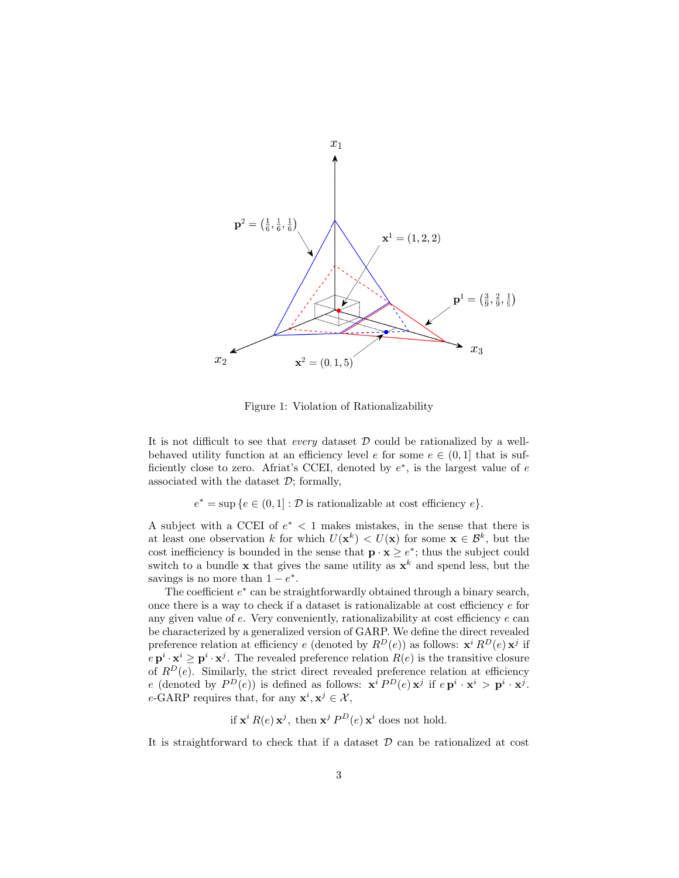Figure 1: Violation of Rationalizability

It is not difficult to see that *every* dataset $\mathcal{D}$ could be rationalized by a well-behaved utility function at an efficiency level $e$ for some $e \in (0, 1]$ that is sufficiently close to zero. Afriat's CCEI, denoted by $e^*$, is the largest value of $e$ associated with the dataset $\mathcal{D}$; formally,

$$e^* = \sup \{e \in (0, 1] : \mathcal{D} \text{ is rationalizable at cost efficiency } e\}.$$

A subject with a CCEI of $e^* < 1$ makes mistakes, in the sense that there is at least one observation $k$ for which $U(\mathbf{x}^k) < U(\mathbf{x})$ for some $\mathbf{x} \in \mathcal{B}^k$, but the cost inefficiency is bounded in the sense that $\mathbf{p} \cdot \mathbf{x} \geq e^*$; thus the subject could switch to a bundle $\mathbf{x}$ that gives the same utility as $\mathbf{x}^k$ and spend less, but the savings is no more than $1 - e^*$.

The coefficient $e^*$ can be straightforwardly obtained through a binary search, once there is a way to check if a dataset is rationalizable at cost efficiency $e$ for any given value of $e$. Very conveniently, rationalizability at cost efficiency $e$ can be characterized by a generalized version of GARP. We define the direct revealed preference relation at efficiency $e$ (denoted by $R^D(e)$) as follows: $\mathbf{x}^i \, R^D(e) \, \mathbf{x}^j$ if $e \, \mathbf{p}^i \cdot \mathbf{x}^i \geq \mathbf{p}^i \cdot \mathbf{x}^j$. The revealed preference relation $R(e)$ is the transitive closure of $R^D(e)$. Similarly, the strict direct revealed preference relation at efficiency $e$ (denoted by $P^D(e)$) is defined as follows: $\mathbf{x}^i \, P^D(e) \, \mathbf{x}^j$ if $e \, \mathbf{p}^i \cdot \mathbf{x}^i > \mathbf{p}^i \cdot \mathbf{x}^j$. $e$-GARP requires that, for any $\mathbf{x}^i, \mathbf{x}^j \in \mathcal{X}$,

$$\text{if } \mathbf{x}^i \, R(e) \, \mathbf{x}^j, \text{ then } \mathbf{x}^j \, P^D(e) \, \mathbf{x}^i \text{ does not hold.}$$

It is straightforward to check that if a dataset $\mathcal{D}$ can be rationalized at cost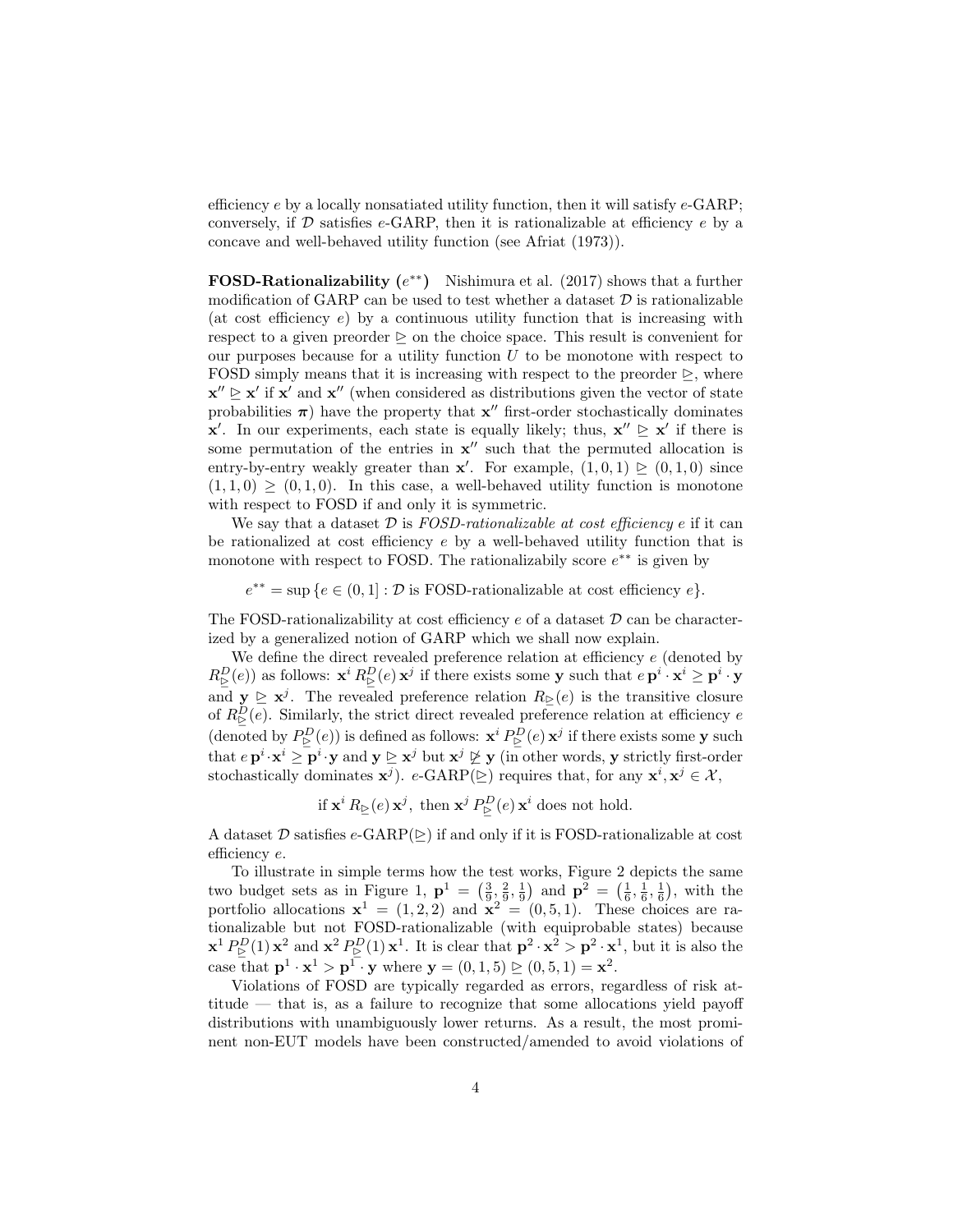efficiency $e$ by a locally nonsatiated utility function, then it will satisfy $e$-GARP; conversely, if $\mathcal{D}$ satisfies $e$-GARP, then it is rationalizable at efficiency $e$ by a concave and well-behaved utility function (see Afriat (1973)).

**FOSD-Rationalizability ($e^{**}$)** Nishimura et al. (2017) shows that a further modification of GARP can be used to test whether a dataset $\mathcal{D}$ is rationalizable (at cost efficiency $e$) by a continuous utility function that is increasing with respect to a given preorder $\trianglerighteq$ on the choice space. This result is convenient for our purposes because for a utility function $U$ to be monotone with respect to FOSD simply means that it is increasing with respect to the preorder $\trianglerighteq$, where $\mathbf{x}'' \trianglerighteq \mathbf{x}'$ if $\mathbf{x}'$ and $\mathbf{x}''$ (when considered as distributions given the vector of state probabilities $\boldsymbol{\pi}$) have the property that $\mathbf{x}''$ first-order stochastically dominates $\mathbf{x}'$. In our experiments, each state is equally likely; thus, $\mathbf{x}'' \trianglerighteq \mathbf{x}'$ if there is some permutation of the entries in $\mathbf{x}''$ such that the permuted allocation is entry-by-entry weakly greater than $\mathbf{x}'$. For example, $(1, 0, 1) \trianglerighteq (0, 1, 0)$ since $(1, 1, 0) \geq (0, 1, 0)$. In this case, a well-behaved utility function is monotone with respect to FOSD if and only it is symmetric.

We say that a dataset $\mathcal{D}$ is *FOSD-rationalizable at cost efficiency* $e$ if it can be rationalized at cost efficiency $e$ by a well-behaved utility function that is monotone with respect to FOSD. The rationalizabily score $e^{**}$ is given by

$$e^{**} = \sup\{e \in (0, 1] : \mathcal{D} \text{ is FOSD-rationalizable at cost efficiency } e\}.$$

The FOSD-rationalizability at cost efficiency $e$ of a dataset $\mathcal{D}$ can be characterized by a generalized notion of GARP which we shall now explain.

We define the direct revealed preference relation at efficiency $e$ (denoted by $R^D_{\trianglerighteq}(e)$) as follows: $\mathbf{x}^i \, R^D_{\trianglerighteq}(e) \, \mathbf{x}^j$ if there exists some $\mathbf{y}$ such that $e \, \mathbf{p}^i \cdot \mathbf{x}^i \geq \mathbf{p}^i \cdot \mathbf{y}$ and $\mathbf{y} \trianglerighteq \mathbf{x}^j$. The revealed preference relation $R_{\trianglerighteq}(e)$ is the transitive closure of $R^D_{\trianglerighteq}(e)$. Similarly, the strict direct revealed preference relation at efficiency $e$ (denoted by $P^D_{\trianglerighteq}(e)$) is defined as follows: $\mathbf{x}^i \, P^D_{\trianglerighteq}(e) \, \mathbf{x}^j$ if there exists some $\mathbf{y}$ such that $e \, \mathbf{p}^i \cdot \mathbf{x}^i \geq \mathbf{p}^i \cdot \mathbf{y}$ and $\mathbf{y} \trianglerighteq \mathbf{x}^j$ but $\mathbf{x}^j \ntrianglerighteq \mathbf{y}$ (in other words, $\mathbf{y}$ strictly first-order stochastically dominates $\mathbf{x}^j$). $e$-GARP($\trianglerighteq$) requires that, for any $\mathbf{x}^i, \mathbf{x}^j \in \mathcal{X}$,

$$\text{if } \mathbf{x}^i \, R_{\trianglerighteq}(e) \, \mathbf{x}^j, \text{ then } \mathbf{x}^j \, P^D_{\trianglerighteq}(e) \, \mathbf{x}^i \text{ does not hold.}$$

A dataset $\mathcal{D}$ satisfies $e$-GARP($\trianglerighteq$) if and only if it is FOSD-rationalizable at cost efficiency $e$.

To illustrate in simple terms how the test works, Figure 2 depicts the same two budget sets as in Figure 1, $\mathbf{p}^1 = \left(\frac{3}{9}, \frac{2}{9}, \frac{1}{9}\right)$ and $\mathbf{p}^2 = \left(\frac{1}{6}, \frac{1}{6}, \frac{1}{6}\right)$, with the portfolio allocations $\mathbf{x}^1 = (1, 2, 2)$ and $\mathbf{x}^2 = (0, 5, 1)$. These choices are rationalizable but not FOSD-rationalizable (with equiprobable states) because $\mathbf{x}^1 \, P^D_{\trianglerighteq}(1) \, \mathbf{x}^2$ and $\mathbf{x}^2 \, P^D_{\trianglerighteq}(1) \, \mathbf{x}^1$. It is clear that $\mathbf{p}^2 \cdot \mathbf{x}^2 > \mathbf{p}^2 \cdot \mathbf{x}^1$, but it is also the case that $\mathbf{p}^1 \cdot \mathbf{x}^1 > \mathbf{p}^1 \cdot \mathbf{y}$ where $\mathbf{y} = (0, 1, 5) \trianglerighteq (0, 5, 1) = \mathbf{x}^2$.

Violations of FOSD are typically regarded as errors, regardless of risk attitude — that is, as a failure to recognize that some allocations yield payoff distributions with unambiguously lower returns. As a result, the most prominent non-EUT models have been constructed/amended to avoid violations of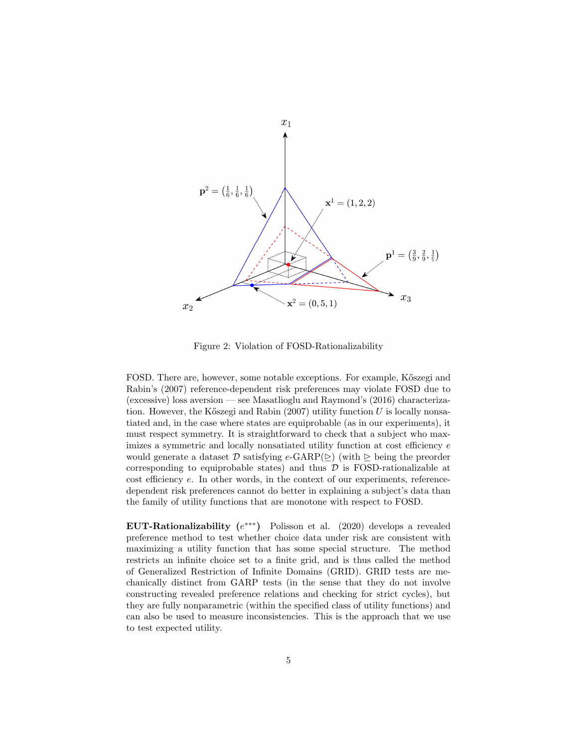Figure 2: Violation of FOSD-Rationalizability

FOSD. There are, however, some notable exceptions. For example, Kőszegi and Rabin's (2007) reference-dependent risk preferences may violate FOSD due to (excessive) loss aversion — see Masatlioglu and Raymond's (2016) characterization. However, the Kőszegi and Rabin (2007) utility function $U$ is locally nonsatiated and, in the case where states are equiprobable (as in our experiments), it must respect symmetry. It is straightforward to check that a subject who maximizes a symmetric and locally nonsatiated utility function at cost efficiency $e$ would generate a dataset $\mathcal{D}$ satisfying $e$-GARP($\trianglerighteq$) (with $\trianglerighteq$ being the preorder corresponding to equiprobable states) and thus $\mathcal{D}$ is FOSD-rationalizable at cost efficiency $e$. In other words, in the context of our experiments, reference-dependent risk preferences cannot do better in explaining a subject's data than the family of utility functions that are monotone with respect to FOSD.

**EUT-Rationalizability ($e^{***}$)** Polisson et al. (2020) develops a revealed preference method to test whether choice data under risk are consistent with maximizing a utility function that has some special structure. The method restricts an infinite choice set to a finite grid, and is thus called the method of Generalized Restriction of Infinite Domains (GRID). GRID tests are mechanically distinct from GARP tests (in the sense that they do not involve constructing revealed preference relations and checking for strict cycles), but they are fully nonparametric (within the specified class of utility functions) and can also be used to measure inconsistencies. This is the approach that we use to test expected utility.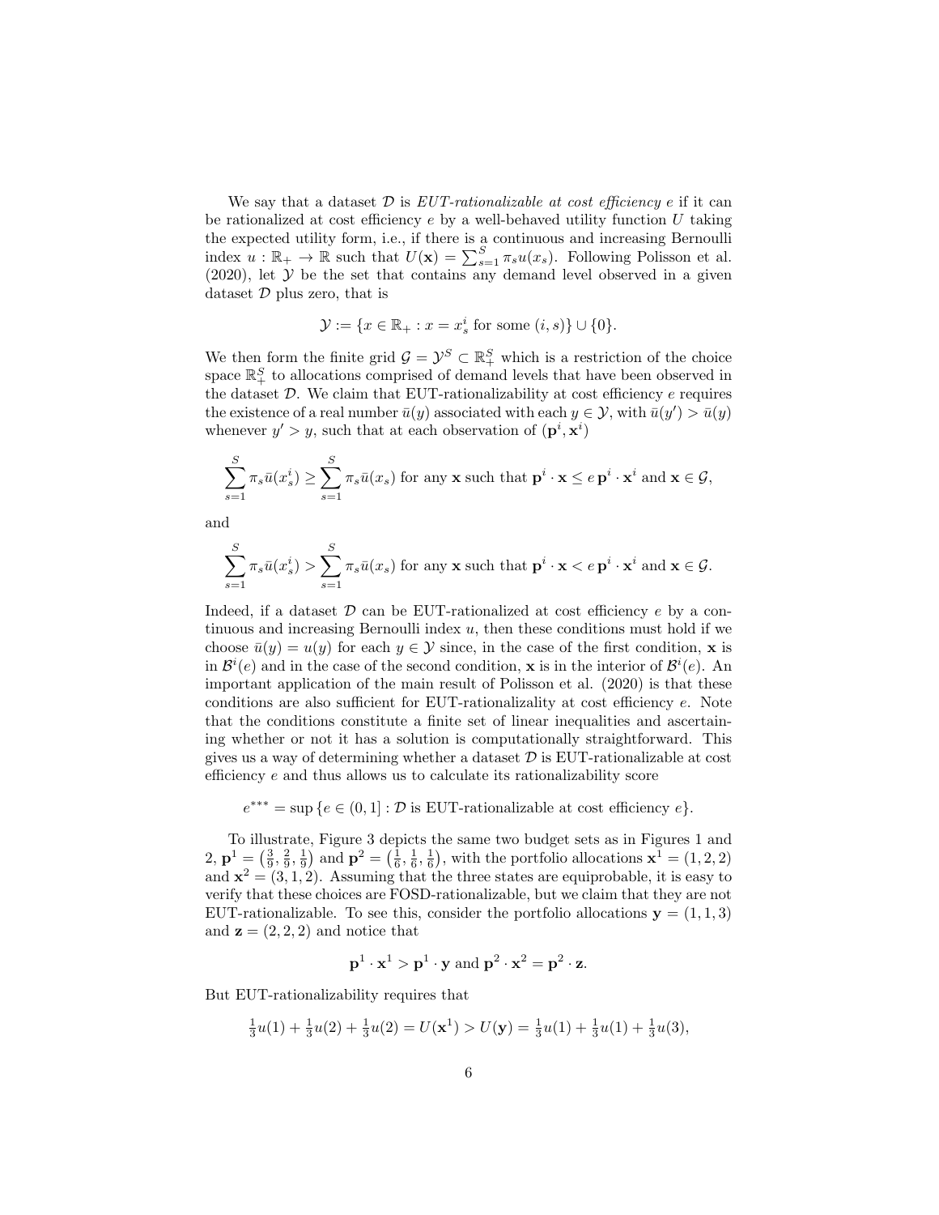We say that a dataset $\mathcal{D}$ is *EUT-rationalizable at cost efficiency* $e$ if it can be rationalized at cost efficiency $e$ by a well-behaved utility function $U$ taking the expected utility form, i.e., if there is a continuous and increasing Bernoulli index $u : \mathbb{R}_+ \to \mathbb{R}$ such that $U(\mathbf{x}) = \sum_{s=1}^{S} \pi_s u(x_s)$. Following Polisson et al. (2020), let $\mathcal{Y}$ be the set that contains any demand level observed in a given dataset $\mathcal{D}$ plus zero, that is

$$\mathcal{Y} := \{x \in \mathbb{R}_+ : x = x_s^i \text{ for some } (i, s)\} \cup \{0\}.$$

We then form the finite grid $\mathcal{G} = \mathcal{Y}^S \subset \mathbb{R}_+^S$ which is a restriction of the choice space $\mathbb{R}_+^S$ to allocations comprised of demand levels that have been observed in the dataset $\mathcal{D}$. We claim that EUT-rationalizability at cost efficiency $e$ requires the existence of a real number $\bar{u}(y)$ associated with each $y \in \mathcal{Y}$, with $\bar{u}(y') > \bar{u}(y)$ whenever $y' > y$, such that at each observation of $(\mathbf{p}^i, \mathbf{x}^i)$

$$\sum_{s=1}^{S} \pi_s \bar{u}(x_s^i) \geq \sum_{s=1}^{S} \pi_s \bar{u}(x_s) \text{ for any } \mathbf{x} \text{ such that } \mathbf{p}^i \cdot \mathbf{x} \leq e\, \mathbf{p}^i \cdot \mathbf{x}^i \text{ and } \mathbf{x} \in \mathcal{G},$$

and

$$\sum_{s=1}^{S} \pi_s \bar{u}(x_s^i) > \sum_{s=1}^{S} \pi_s \bar{u}(x_s) \text{ for any } \mathbf{x} \text{ such that } \mathbf{p}^i \cdot \mathbf{x} < e\, \mathbf{p}^i \cdot \mathbf{x}^i \text{ and } \mathbf{x} \in \mathcal{G}.$$

Indeed, if a dataset $\mathcal{D}$ can be EUT-rationalized at cost efficiency $e$ by a continuous and increasing Bernoulli index $u$, then these conditions must hold if we choose $\bar{u}(y) = u(y)$ for each $y \in \mathcal{Y}$ since, in the case of the first condition, $\mathbf{x}$ is in $\mathcal{B}^i(e)$ and in the case of the second condition, $\mathbf{x}$ is in the interior of $\mathcal{B}^i(e)$. An important application of the main result of Polisson et al. (2020) is that these conditions are also sufficient for EUT-rationalizality at cost efficiency $e$. Note that the conditions constitute a finite set of linear inequalities and ascertaining whether or not it has a solution is computationally straightforward. This gives us a way of determining whether a dataset $\mathcal{D}$ is EUT-rationalizable at cost efficiency $e$ and thus allows us to calculate its rationalizability score

$$e^{***} = \sup\{e \in (0, 1] : \mathcal{D} \text{ is EUT-rationalizable at cost efficiency } e\}.$$

To illustrate, Figure 3 depicts the same two budget sets as in Figures 1 and 2, $\mathbf{p}^1 = \left(\frac{3}{9}, \frac{2}{9}, \frac{1}{9}\right)$ and $\mathbf{p}^2 = \left(\frac{1}{6}, \frac{1}{6}, \frac{1}{6}\right)$, with the portfolio allocations $\mathbf{x}^1 = (1, 2, 2)$ and $\mathbf{x}^2 = (3, 1, 2)$. Assuming that the three states are equiprobable, it is easy to verify that these choices are FOSD-rationalizable, but we claim that they are not EUT-rationalizable. To see this, consider the portfolio allocations $\mathbf{y} = (1, 1, 3)$ and $\mathbf{z} = (2, 2, 2)$ and notice that

$$\mathbf{p}^1 \cdot \mathbf{x}^1 > \mathbf{p}^1 \cdot \mathbf{y} \text{ and } \mathbf{p}^2 \cdot \mathbf{x}^2 = \mathbf{p}^2 \cdot \mathbf{z}.$$

But EUT-rationalizability requires that

$$\tfrac{1}{3}u(1) + \tfrac{1}{3}u(2) + \tfrac{1}{3}u(2) = U(\mathbf{x}^1) > U(\mathbf{y}) = \tfrac{1}{3}u(1) + \tfrac{1}{3}u(1) + \tfrac{1}{3}u(3),$$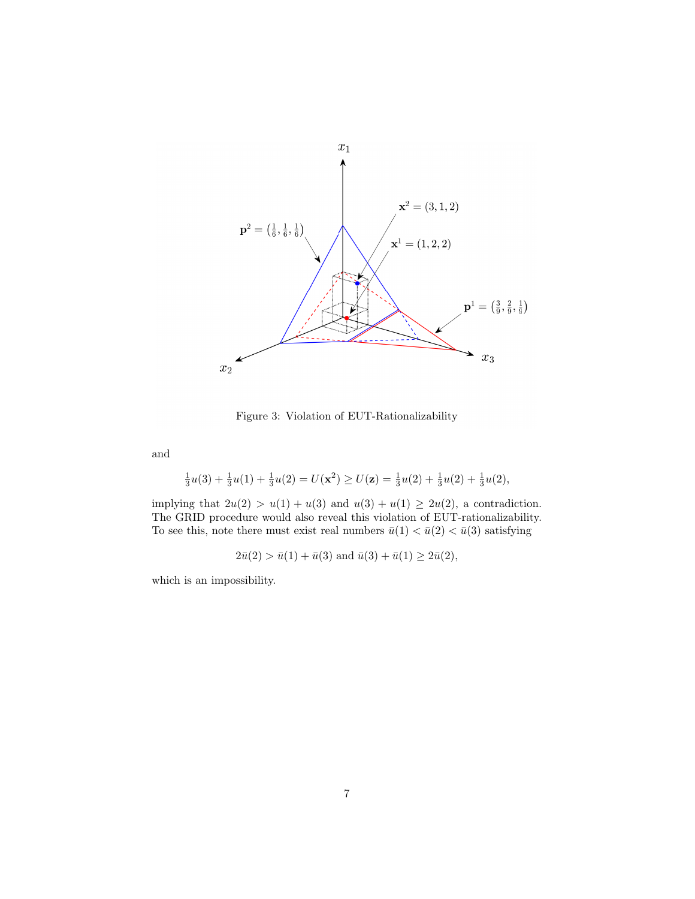$x_1$

$\mathbf{x}^2 = (3, 1, 2)$

$\mathbf{p}^2 = \left(\frac{1}{6}, \frac{1}{6}, \frac{1}{6}\right)$

$\mathbf{x}^1 = (1, 2, 2)$

$\mathbf{p}^1 = \left(\frac{3}{9}, \frac{2}{9}, \frac{1}{6}\right)$

$x_2$

$x_3$

Figure 3: Violation of EUT-Rationalizability

and

$$\tfrac{1}{3}u(3) + \tfrac{1}{3}u(1) + \tfrac{1}{3}u(2) = U(\mathbf{x}^2) \geq U(\mathbf{z}) = \tfrac{1}{3}u(2) + \tfrac{1}{3}u(2) + \tfrac{1}{3}u(2),$$

implying that $2u(2) > u(1) + u(3)$ and $u(3) + u(1) \geq 2u(2)$, a contradiction. The GRID procedure would also reveal this violation of EUT-rationalizability. To see this, note there must exist real numbers $\bar{u}(1) < \bar{u}(2) < \bar{u}(3)$ satisfying

$$2\bar{u}(2) > \bar{u}(1) + \bar{u}(3) \text{ and } \bar{u}(3) + \bar{u}(1) \geq 2\bar{u}(2),$$

which is an impossibility.